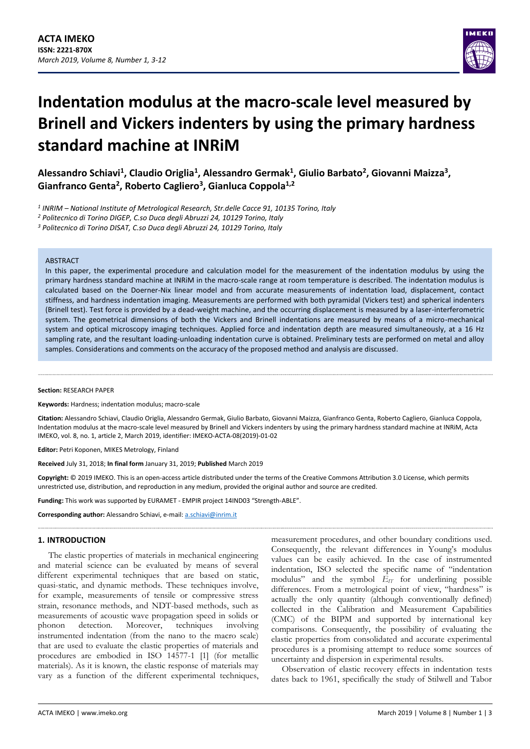# Indentation modulus at the macro-scale level measured by Brinell and Vickers indenters by using the primary hardness standard machine at INRiM

**Alessandro Schiavi[1], Claudio Origlia[1], Alessandro Germak[1], Giulio Barbato[2], Giovanni Maizza[3], Gianfranco Genta[2], Roberto Cagliero[3], Gianluca Coppola[1,2]**

*[1] INRIM – National Institute of Metrological Research, Str.delle Cacce 91, 10135 Torino, Italy*

*[2] Politecnico di Torino DIGEP, C.so Duca degli Abruzzi 24, 10129 Torino, Italy*

*[3] Politecnico di Torino DISAT, C.so Duca degli Abruzzi 24, 10129 Torino, Italy*

ABSTRACT

In this paper, the experimental procedure and calculation model for the measurement of the indentation modulus by using the primary hardness standard machine at INRiM in the macro-scale range at room temperature is described. The indentation modulus is calculated based on the Doerner-Nix linear model and from accurate measurements of indentation load, displacement, contact stiffness, and hardness indentation imaging. Measurements are performed with both pyramidal (Vickers test) and spherical indenters (Brinell test). Test force is provided by a dead-weight machine, and the occurring displacement is measured by a laser-interferometric system. The geometrical dimensions of both the Vickers and Brinell indentations are measured by means of a micro-mechanical system and optical microscopy imaging techniques. Applied force and indentation depth are measured simultaneously, at a 16 Hz sampling rate, and the resultant loading-unloading indentation curve is obtained. Preliminary tests are performed on metal and alloy samples. Considerations and comments on the accuracy of the proposed method and analysis are discussed.

**Section:** RESEARCH PAPER

**Keywords:** Hardness; indentation modulus; macro-scale

**Citation:** Alessandro Schiavi, Claudio Origlia, Alessandro Germak, Giulio Barbato, Giovanni Maizza, Gianfranco Genta, Roberto Cagliero, Gianluca Coppola, Indentation modulus at the macro-scale level measured by Brinell and Vickers indenters by using the primary hardness standard machine at INRiM, Acta IMEKO, vol. 8, no. 1, article 2, March 2019, identifier: IMEKO-ACTA-08(2019)-01-02

**Editor:** Petri Koponen, MIKES Metrology, Finland

**Received** July 31, 2018; **In final form** January 31, 2019; **Published** March 2019

**Copyright:** © 2019 IMEKO. This is an open-access article distributed under the terms of the Creative Commons Attribution 3.0 License, which permits unrestricted use, distribution, and reproduction in any medium, provided the original author and source are credited.

**Funding:** This work was supported by EURAMET - EMPIR project 14IND03 "Strength-ABLE".

**Corresponding author:** Alessandro Schiavi, e-mail: a.schiavi@inrim.it

## 1. INTRODUCTION

The elastic properties of materials in mechanical engineering and material science can be evaluated by means of several different experimental techniques that are based on static, quasi-static, and dynamic methods. These techniques involve, for example, measurements of tensile or compressive stress strain, resonance methods, and NDT-based methods, such as measurements of acoustic wave propagation speed in solids or phonon detection. Moreover, techniques involving instrumented indentation (from the nano to the macro scale) that are used to evaluate the elastic properties of materials and procedures are embodied in ISO 14577-1 [1] (for metallic materials). As it is known, the elastic response of materials may vary as a function of the different experimental techniques, measurement procedures, and other boundary conditions used. Consequently, the relevant differences in Young's modulus values can be easily achieved. In the case of instrumented indentation, ISO selected the specific name of "indentation modulus" and the symbol $E_{IT}$ for underlining possible differences. From a metrological point of view, "hardness" is actually the only quantity (although conventionally defined) collected in the Calibration and Measurement Capabilities (CMC) of the BIPM and supported by international key comparisons. Consequently, the possibility of evaluating the elastic properties from consolidated and accurate experimental procedures is a promising attempt to reduce some sources of uncertainty and dispersion in experimental results.

Observation of elastic recovery effects in indentation tests dates back to 1961, specifically the study of Stilwell and Tabor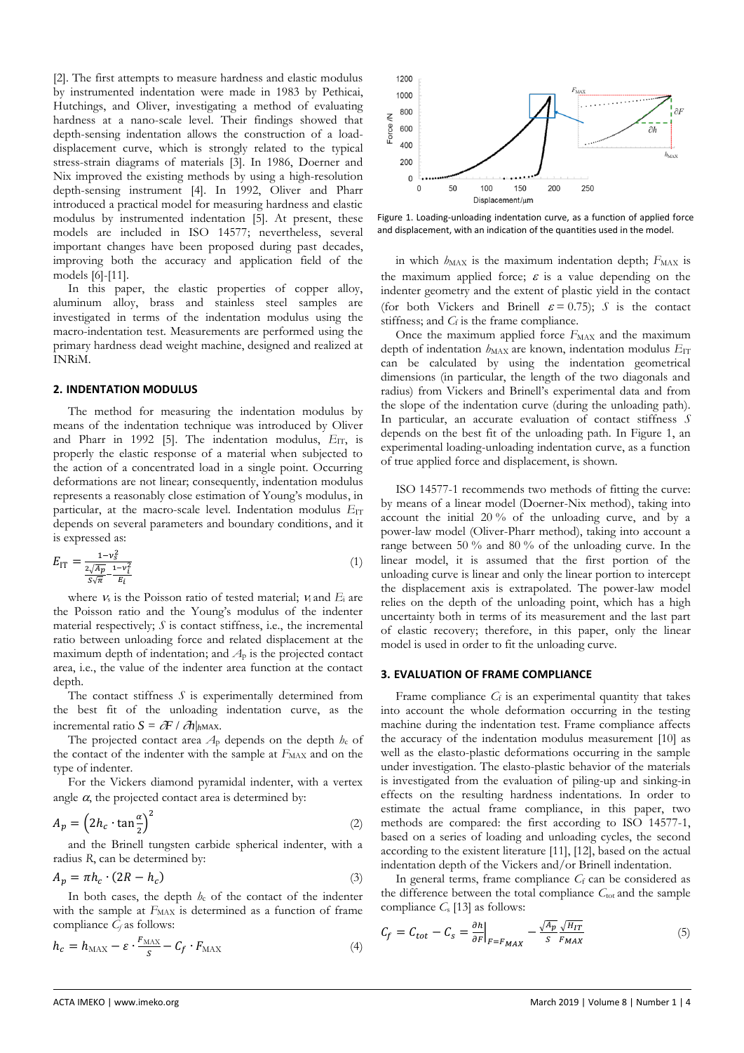[2]. The first attempts to measure hardness and elastic modulus by instrumented indentation were made in 1983 by Pethicai, Hutchings, and Oliver, investigating a method of evaluating hardness at a nano-scale level. Their findings showed that depth-sensing indentation allows the construction of a load-displacement curve, which is strongly related to the typical stress-strain diagrams of materials [3]. In 1986, Doerner and Nix improved the existing methods by using a high-resolution depth-sensing instrument [4]. In 1992, Oliver and Pharr introduced a practical model for measuring hardness and elastic modulus by instrumented indentation [5]. At present, these models are included in ISO 14577; nevertheless, several important changes have been proposed during past decades, improving both the accuracy and application field of the models [6]-[11].

In this paper, the elastic properties of copper alloy, aluminum alloy, brass and stainless steel samples are investigated in terms of the indentation modulus using the macro-indentation test. Measurements are performed using the primary hardness dead weight machine, designed and realized at INRiM.

## 2. INDENTATION MODULUS

The method for measuring the indentation modulus by means of the indentation technique was introduced by Oliver and Pharr in 1992 [5]. The indentation modulus, $E_{IT}$, is properly the elastic response of a material when subjected to the action of a concentrated load in a single point. Occurring deformations are not linear; consequently, indentation modulus represents a reasonably close estimation of Young's modulus, in particular, at the macro-scale level. Indentation modulus $E_{IT}$ depends on several parameters and boundary conditions, and it is expressed as:

$$E_{\mathrm{IT}} = \frac{1-\nu_s^2}{\frac{2\sqrt{A_p}}{S\sqrt{\pi}} - \frac{1-\nu_i^2}{E_i}} \tag{1}$$

where $\nu_s$ is the Poisson ratio of tested material; $\nu_i$ and $E_i$ are the Poisson ratio and the Young's modulus of the indenter material respectively; $S$ is contact stiffness, i.e., the incremental ratio between unloading force and related displacement at the maximum depth of indentation; and $A_p$ is the projected contact area, i.e., the value of the indenter area function at the contact depth.

The contact stiffness $S$ is experimentally determined from the best fit of the unloading indentation curve, as the incremental ratio $S = \partial F / \partial h|_{h\mathrm{MAX}}$.

The projected contact area $A_p$ depends on the depth $h_c$ of the contact of the indenter with the sample at $F_{\mathrm{MAX}}$ and on the type of indenter.

For the Vickers diamond pyramidal indenter, with a vertex angle $\alpha$, the projected contact area is determined by:

$$A_p = \left(2h_c \cdot \tan\frac{\alpha}{2}\right)^2 \tag{2}$$

and the Brinell tungsten carbide spherical indenter, with a radius R, can be determined by:

$$A_p = \pi h_c \cdot (2R - h_c) \tag{3}$$

In both cases, the depth $h_c$ of the contact of the indenter with the sample at $F_{\mathrm{MAX}}$ is determined as a function of frame compliance $C_f$ as follows:

$$h_c = h_{\mathrm{MAX}} - \varepsilon \cdot \frac{F_{\mathrm{MAX}}}{S} - C_f \cdot F_{\mathrm{MAX}} \tag{4}$$

in which $h_{\mathrm{MAX}}$ is the maximum indentation depth; $F_{\mathrm{MAX}}$ is the maximum applied force; $\varepsilon$ is a value depending on the indenter geometry and the extent of plastic yield in the contact (for both Vickers and Brinell $\varepsilon = 0.75$); $S$ is the contact stiffness; and $C_f$ is the frame compliance.

Once the maximum applied force $F_{\mathrm{MAX}}$ and the maximum depth of indentation $h_{\mathrm{MAX}}$ are known, indentation modulus $E_{IT}$ can be calculated by using the indentation geometrical dimensions (in particular, the length of the two diagonals and radius) from Vickers and Brinell's experimental data and from the slope of the indentation curve (during the unloading path). In particular, an accurate evaluation of contact stiffness $S$ depends on the best fit of the unloading path. In Figure 1, an experimental loading-unloading indentation curve, as a function of true applied force and displacement, is shown.

Figure 1. Loading-unloading indentation curve, as a function of applied force and displacement, with an indication of the quantities used in the model.

ISO 14577-1 recommends two methods of fitting the curve: by means of a linear model (Doerner-Nix method), taking into account the initial 20 % of the unloading curve, and by a power-law model (Oliver-Pharr method), taking into account a range between 50 % and 80 % of the unloading curve. In the linear model, it is assumed that the first portion of the unloading curve is linear and only the linear portion to intercept the displacement axis is extrapolated. The power-law model relies on the depth of the unloading point, which has a high uncertainty both in terms of its measurement and the last part of elastic recovery; therefore, in this paper, only the linear model is used in order to fit the unloading curve.

## 3. EVALUATION OF FRAME COMPLIANCE

Frame compliance $C_f$ is an experimental quantity that takes into account the whole deformation occurring in the testing machine during the indentation test. Frame compliance affects the accuracy of the indentation modulus measurement [10] as well as the elasto-plastic deformations occurring in the sample under investigation. The elasto-plastic behavior of the materials is investigated from the evaluation of piling-up and sinking-in effects on the resulting hardness indentations. In order to estimate the actual frame compliance, in this paper, two methods are compared: the first according to ISO 14577-1, based on a series of loading and unloading cycles, the second according to the existent literature [11], [12], based on the actual indentation depth of the Vickers and/or Brinell indentation.

In general terms, frame compliance $C_f$ can be considered as the difference between the total compliance $C_{tot}$ and the sample compliance $C_s$ [13] as follows:

$$C_f = C_{tot} - C_s = \left.\frac{\partial h}{\partial F}\right|_{F=F_{MAX}} - \frac{\sqrt{A_p}}{S}\frac{\sqrt{H_{IT}}}{F_{MAX}} \tag{5}$$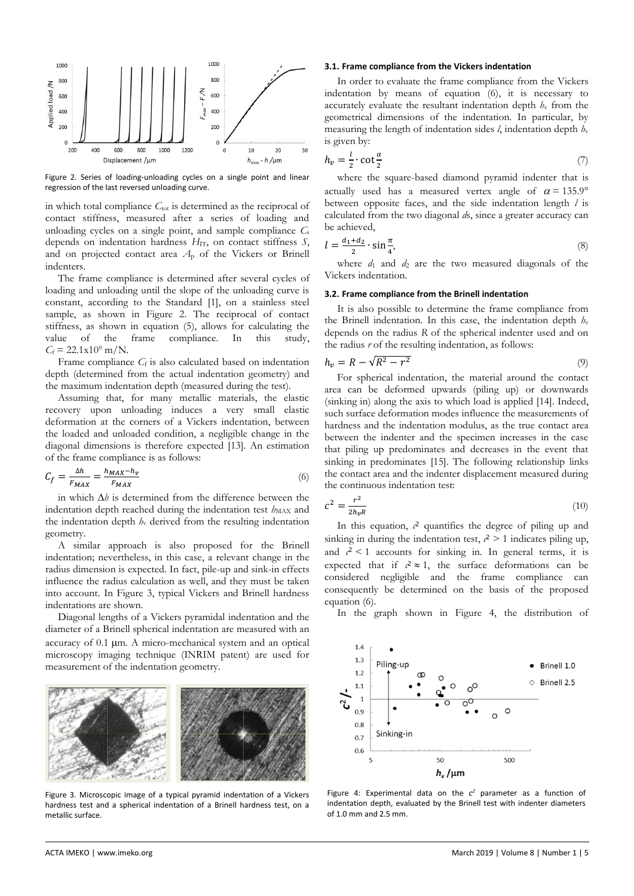Figure 2. Series of loading-unloading cycles on a single point and linear regression of the last reversed unloading curve.

in which total compliance $C_{tot}$ is determined as the reciprocal of contact stiffness, measured after a series of loading and unloading cycles on a single point, and sample compliance $C_s$ depends on indentation hardness $H_{IT}$, on contact stiffness $S$, and on projected contact area $A_p$ of the Vickers or Brinell indenters.

The frame compliance is determined after several cycles of loading and unloading until the slope of the unloading curve is constant, according to the Standard [1], on a stainless steel sample, as shown in Figure 2. The reciprocal of contact stiffness, as shown in equation (5), allows for calculating the value of the frame compliance. In this study, $C_f = 22.1 \times 10^9$ m/N.

Frame compliance $C_f$ is also calculated based on indentation depth (determined from the actual indentation geometry) and the maximum indentation depth (measured during the test).

Assuming that, for many metallic materials, the elastic recovery upon unloading induces a very small elastic deformation at the corners of a Vickers indentation, between the loaded and unloaded condition, a negligible change in the diagonal dimensions is therefore expected [13]. An estimation of the frame compliance is as follows:

$$C_f = \frac{\Delta h}{F_{MAX}} = \frac{h_{MAX} - h_v}{F_{MAX}} \tag{6}$$

in which $\Delta h$ is determined from the difference between the indentation depth reached during the indentation test $h_{MAX}$ and the indentation depth $h_v$ derived from the resulting indentation geometry.

A similar approach is also proposed for the Brinell indentation; nevertheless, in this case, a relevant change in the radius dimension is expected. In fact, pile-up and sink-in effects influence the radius calculation as well, and they must be taken into account. In Figure 3, typical Vickers and Brinell hardness indentations are shown.

Diagonal lengths of a Vickers pyramidal indentation and the diameter of a Brinell spherical indentation are measured with an accuracy of 0.1 μm. A micro-mechanical system and an optical microscopy imaging technique (INRIM patent) are used for measurement of the indentation geometry.

Figure 3. Microscopic image of a typical pyramid indentation of a Vickers hardness test and a spherical indentation of a Brinell hardness test, on a metallic surface.

### 3.1. Frame compliance from the Vickers indentation

In order to evaluate the frame compliance from the Vickers indentation by means of equation (6), it is necessary to accurately evaluate the resultant indentation depth $h_v$ from the geometrical dimensions of the indentation. In particular, by measuring the length of indentation sides $l$, indentation depth $h_v$ is given by:

$$h_v = \frac{l}{2} \cdot \cot\frac{\alpha}{2} \tag{7}$$

where the square-based diamond pyramid indenter that is actually used has a measured vertex angle of $\alpha = 135.9°$ between opposite faces, and the side indentation length $l$ is calculated from the two diagonal $d$s, since a greater accuracy can be achieved,

$$l = \frac{d_1 + d_2}{2} \cdot \sin\frac{\pi}{4}, \tag{8}$$

where $d_1$ and $d_2$ are the two measured diagonals of the Vickers indentation.

### 3.2. Frame compliance from the Brinell indentation

It is also possible to determine the frame compliance from the Brinell indentation. In this case, the indentation depth $h_v$ depends on the radius $R$ of the spherical indenter used and on the radius $r$ of the resulting indentation, as follows:

$$h_v = R - \sqrt{R^2 - r^2} \tag{9}$$

For spherical indentation, the material around the contact area can be deformed upwards (piling up) or downwards (sinking in) along the axis to which load is applied [14]. Indeed, such surface deformation modes influence the measurements of hardness and the indentation modulus, as the true contact area between the indenter and the specimen increases in the case that piling up predominates and decreases in the event that sinking in predominates [15]. The following relationship links the contact area and the indenter displacement measured during the continuous indentation test:

$$c^2 = \frac{r^2}{2 h_v R} \tag{10}$$

In this equation, $c^2$ quantifies the degree of piling up and sinking in during the indentation test, $c^2 > 1$ indicates piling up, and $c^2 < 1$ accounts for sinking in. In general terms, it is expected that if $c^2 \approx 1$, the surface deformations can be considered negligible and the frame compliance can consequently be determined on the basis of the proposed equation (6).

In the graph shown in Figure 4, the distribution of

Figure 4: Experimental data on the $c^2$ parameter as a function of indentation depth, evaluated by the Brinell test with indenter diameters of 1.0 mm and 2.5 mm.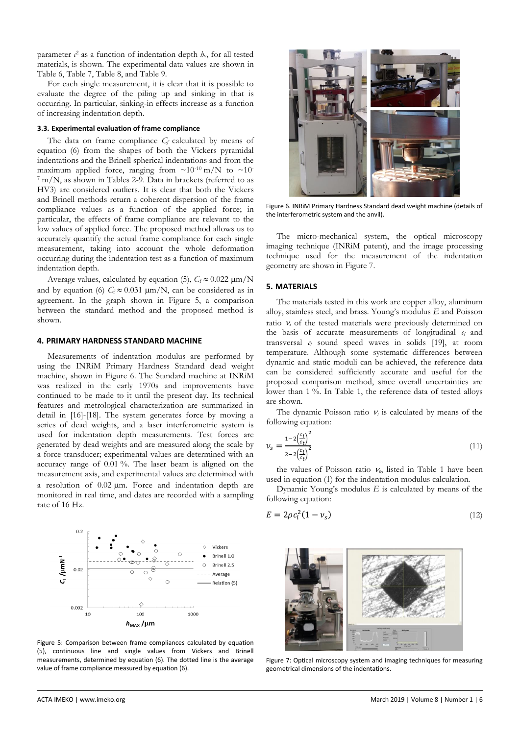parameter $c^2$ as a function of indentation depth $h_c$, for all tested materials, is shown. The experimental data values are shown in Table 6, Table 7, Table 8, and Table 9.

For each single measurement, it is clear that it is possible to evaluate the degree of the piling up and sinking in that is occurring. In particular, sinking-in effects increase as a function of increasing indentation depth.

### 3.3. Experimental evaluation of frame compliance

The data on frame compliance $C_f$ calculated by means of equation (6) from the shapes of both the Vickers pyramidal indentations and the Brinell spherical indentations and from the maximum applied force, ranging from $\sim 10^{-10}$ m/N to $\sim 10^{-7}$ m/N, as shown in Tables 2-9. Data in brackets (referred to as HV3) are considered outliers. It is clear that both the Vickers and Brinell methods return a coherent dispersion of the frame compliance values as a function of the applied force; in particular, the effects of frame compliance are relevant to the low values of applied force. The proposed method allows us to accurately quantify the actual frame compliance for each single measurement, taking into account the whole deformation occurring during the indentation test as a function of maximum indentation depth.

Average values, calculated by equation (5), $C_f \approx 0.022$ μm/N and by equation (6) $C_f \approx 0.031$ μm/N, can be considered as in agreement. In the graph shown in Figure 5, a comparison between the standard method and the proposed method is shown.

Figure 5: Comparison between frame compliances calculated by equation (5), continuous line and single values from Vickers and Brinell measurements, determined by equation (6). The dotted line is the average value of frame compliance measured by equation (6).

## 4. PRIMARY HARDNESS STANDARD MACHINE

Measurements of indentation modulus are performed by using the INRiM Primary Hardness Standard dead weight machine, shown in Figure 6. The Standard machine at INRiM was realized in the early 1970s and improvements have continued to be made to it until the present day. Its technical features and metrological characterization are summarized in detail in [16]-[18]. The system generates force by moving a series of dead weights, and a laser interferometric system is used for indentation depth measurements. Test forces are generated by dead weights and are measured along the scale by a force transducer; experimental values are determined with an accuracy range of 0.01 %. The laser beam is aligned on the measurement axis, and experimental values are determined with a resolution of 0.02 μm. Force and indentation depth are monitored in real time, and dates are recorded with a sampling rate of 16 Hz.

Figure 6. INRiM Primary Hardness Standard dead weight machine (details of the interferometric system and the anvil).

The micro-mechanical system, the optical microscopy imaging technique (INRiM patent), and the image processing technique used for the measurement of the indentation geometry are shown in Figure 7.

Figure 7: Optical microscopy system and imaging techniques for measuring geometrical dimensions of the indentations.

## 5. MATERIALS

The materials tested in this work are copper alloy, aluminum alloy, stainless steel, and brass. Young's modulus $E$ and Poisson ratio $\nu_s$ of the tested materials were previously determined on the basis of accurate measurements of longitudinal $c_l$ and transversal $c_t$ sound speed waves in solids [19], at room temperature. Although some systematic differences between dynamic and static moduli can be achieved, the reference data can be considered sufficiently accurate and useful for the proposed comparison method, since overall uncertainties are lower than 1 %. In Table 1, the reference data of tested alloys are shown.

The dynamic Poisson ratio $\nu_s$ is calculated by means of the following equation:

$$\nu_s = \frac{1-2\left(\frac{c_t}{c_l}\right)^2}{2-2\left(\frac{c_t}{c_l}\right)^2} \tag{11}$$

the values of Poisson ratio $\nu_s$, listed in Table 1 have been used in equation (1) for the indentation modulus calculation.

Dynamic Young's modulus $E$ is calculated by means of the following equation:

$$E = 2\rho c_t^2 (1-\nu_s) \tag{12}$$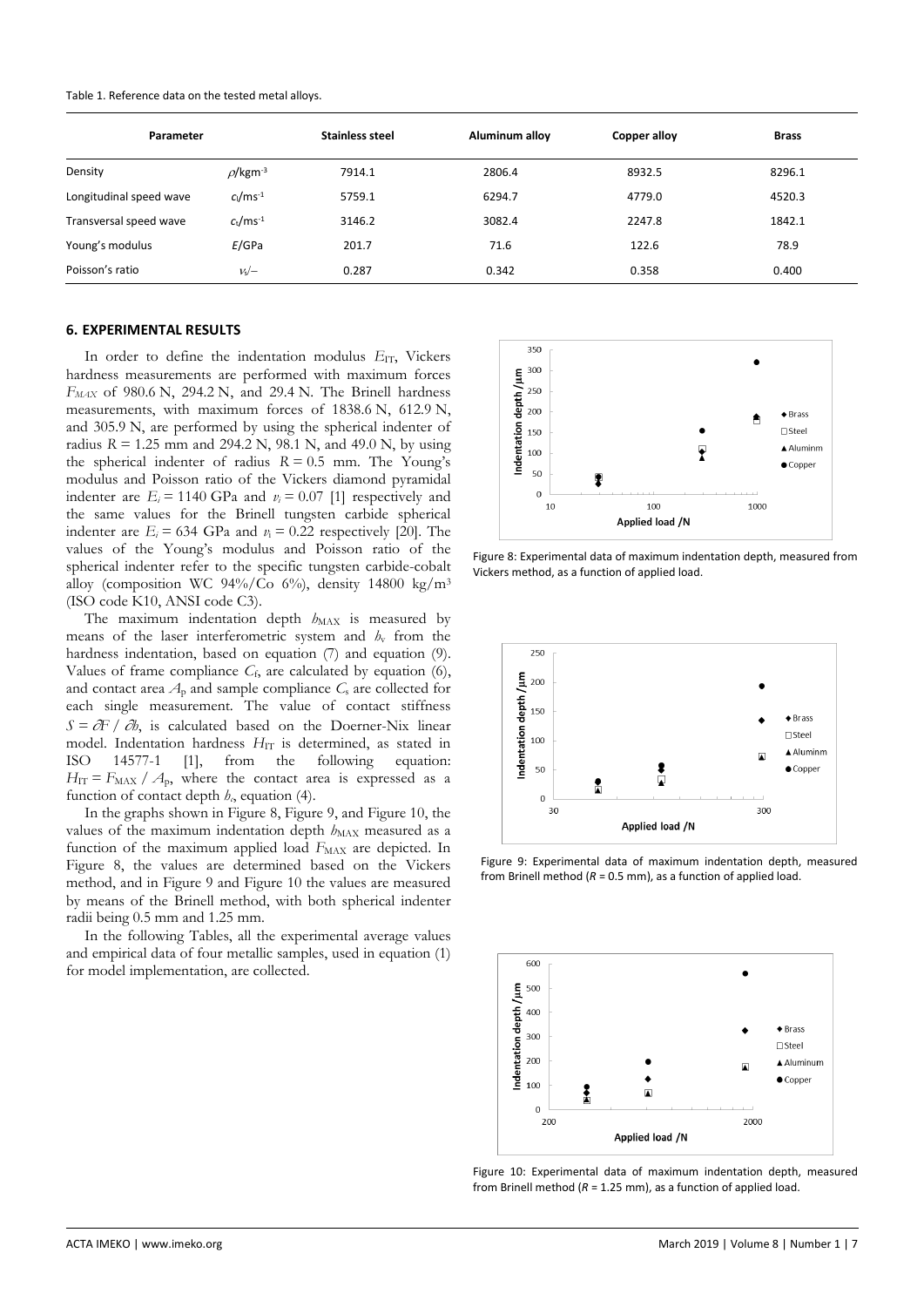Table 1. Reference data on the tested metal alloys.

| Parameter | | Stainless steel | Aluminum alloy | Copper alloy | Brass |
|---|---|---|---|---|---|
| Density | $\rho$/kgm$^{-3}$ | 7914.1 | 2806.4 | 8932.5 | 8296.1 |
| Longitudinal speed wave | $c_l$/ms$^{-1}$ | 5759.1 | 6294.7 | 4779.0 | 4520.3 |
| Transversal speed wave | $c_t$/ms$^{-1}$ | 3146.2 | 3082.4 | 2247.8 | 1842.1 |
| Young's modulus | $E$/GPa | 201.7 | 71.6 | 122.6 | 78.9 |
| Poisson's ratio | $\nu_s$/– | 0.287 | 0.342 | 0.358 | 0.400 |

## 6. EXPERIMENTAL RESULTS

In order to define the indentation modulus $E_{\mathrm{IT}}$, Vickers hardness measurements are performed with maximum forces $F_{MAX}$ of 980.6 N, 294.2 N, and 29.4 N. The Brinell hardness measurements, with maximum forces of 1838.6 N, 612.9 N, and 305.9 N, are performed by using the spherical indenter of radius $R$ = 1.25 mm and 294.2 N, 98.1 N, and 49.0 N, by using the spherical indenter of radius $R$ = 0.5 mm. The Young's modulus and Poisson ratio of the Vickers diamond pyramidal indenter are $E_i$ = 1140 GPa and $\nu_i$ = 0.07 [1] respectively and the same values for the Brinell tungsten carbide spherical indenter are $E_i$ = 634 GPa and $\nu_i$ = 0.22 respectively [20]. The values of the Young's modulus and Poisson ratio of the spherical indenter refer to the specific tungsten carbide-cobalt alloy (composition WC 94%/Co 6%), density 14800 kg/m$^3$ (ISO code K10, ANSI code C3).

The maximum indentation depth $h_{\mathrm{MAX}}$ is measured by means of the laser interferometric system and $h_v$ from the hardness indentation, based on equation (7) and equation (9). Values of frame compliance $C_f$, are calculated by equation (6), and contact area $A_p$ and sample compliance $C_s$ are collected for each single measurement. The value of contact stiffness $S = \partial F / \partial h$, is calculated based on the Doerner-Nix linear model. Indentation hardness $H_{\mathrm{IT}}$ is determined, as stated in ISO 14577-1 [1], from the following equation: $H_{\mathrm{IT}} = F_{\mathrm{MAX}} / A_p$, where the contact area is expressed as a function of contact depth $h_c$, equation (4).

In the graphs shown in Figure 8, Figure 9, and Figure 10, the values of the maximum indentation depth $h_{\mathrm{MAX}}$ measured as a function of the maximum applied load $F_{\mathrm{MAX}}$ are depicted. In Figure 8, the values are determined based on the Vickers method, and in Figure 9 and Figure 10 the values are measured by means of the Brinell method, with both spherical indenter radii being 0.5 mm and 1.25 mm.

In the following Tables, all the experimental average values and empirical data of four metallic samples, used in equation (1) for model implementation, are collected.

Figure 8: Experimental data of maximum indentation depth, measured from Vickers method, as a function of applied load.

Figure 9: Experimental data of maximum indentation depth, measured from Brinell method ($R$ = 0.5 mm), as a function of applied load.

Figure 10: Experimental data of maximum indentation depth, measured from Brinell method ($R$ = 1.25 mm), as a function of applied load.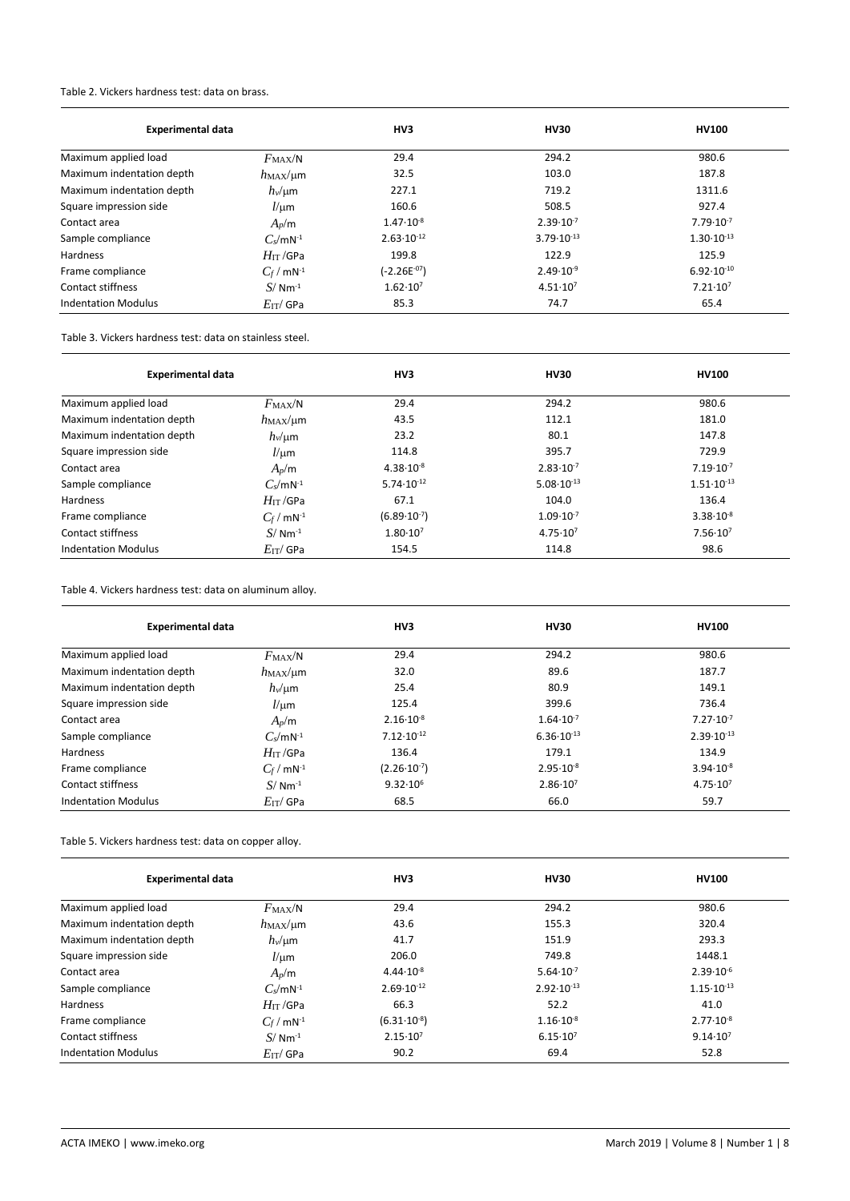Table 2. Vickers hardness test: data on brass.

| Experimental data | | HV3 | HV30 | HV100 |
|---|---|---|---|---|
| Maximum applied load | $F_{\mathrm{MAX}}$/N | 29.4 | 294.2 | 980.6 |
| Maximum indentation depth | $h_{\mathrm{MAX}}$/μm | 32.5 | 103.0 | 187.8 |
| Maximum indentation depth | $h_v$/μm | 227.1 | 719.2 | 1311.6 |
| Square impression side | $l$/μm | 160.6 | 508.5 | 927.4 |
| Contact area | $A_p$/m | $1.47{\cdot}10^{-8}$ | $2.39{\cdot}10^{-7}$ | $7.79{\cdot}10^{-7}$ |
| Sample compliance | $C_s$/mN$^{-1}$ | $2.63{\cdot}10^{-12}$ | $3.79{\cdot}10^{-13}$ | $1.30{\cdot}10^{-13}$ |
| Hardness | $H_{\mathrm{IT}}$ /GPa | 199.8 | 122.9 | 125.9 |
| Frame compliance | $C_f$ / mN$^{-1}$ | (-2.26E$^{-07}$) | $2.49{\cdot}10^{-9}$ | $6.92{\cdot}10^{-10}$ |
| Contact stiffness | $S$/ Nm$^{-1}$ | $1.62{\cdot}10^{7}$ | $4.51{\cdot}10^{7}$ | $7.21{\cdot}10^{7}$ |
| Indentation Modulus | $E_{\mathrm{IT}}$/ GPa | 85.3 | 74.7 | 65.4 |

Table 3. Vickers hardness test: data on stainless steel.

| Experimental data | | HV3 | HV30 | HV100 |
|---|---|---|---|---|
| Maximum applied load | $F_{\mathrm{MAX}}$/N | 29.4 | 294.2 | 980.6 |
| Maximum indentation depth | $h_{\mathrm{MAX}}$/μm | 43.5 | 112.1 | 181.0 |
| Maximum indentation depth | $h_v$/μm | 23.2 | 80.1 | 147.8 |
| Square impression side | $l$/μm | 114.8 | 395.7 | 729.9 |
| Contact area | $A_p$/m | $4.38{\cdot}10^{-8}$ | $2.83{\cdot}10^{-7}$ | $7.19{\cdot}10^{-7}$ |
| Sample compliance | $C_s$/mN$^{-1}$ | $5.74{\cdot}10^{-12}$ | $5.08{\cdot}10^{-13}$ | $1.51{\cdot}10^{-13}$ |
| Hardness | $H_{\mathrm{IT}}$ /GPa | 67.1 | 104.0 | 136.4 |
| Frame compliance | $C_f$ / mN$^{-1}$ | $(6.89{\cdot}10^{-7})$ | $1.09{\cdot}10^{-7}$ | $3.38{\cdot}10^{-8}$ |
| Contact stiffness | $S$/ Nm$^{-1}$ | $1.80{\cdot}10^{7}$ | $4.75{\cdot}10^{7}$ | $7.56{\cdot}10^{7}$ |
| Indentation Modulus | $E_{\mathrm{IT}}$/ GPa | 154.5 | 114.8 | 98.6 |

Table 4. Vickers hardness test: data on aluminum alloy.

| Experimental data | | HV3 | HV30 | HV100 |
|---|---|---|---|---|
| Maximum applied load | $F_{\mathrm{MAX}}$/N | 29.4 | 294.2 | 980.6 |
| Maximum indentation depth | $h_{\mathrm{MAX}}$/μm | 32.0 | 89.6 | 187.7 |
| Maximum indentation depth | $h_v$/μm | 25.4 | 80.9 | 149.1 |
| Square impression side | $l$/μm | 125.4 | 399.6 | 736.4 |
| Contact area | $A_p$/m | $2.16{\cdot}10^{-8}$ | $1.64{\cdot}10^{-7}$ | $7.27{\cdot}10^{-7}$ |
| Sample compliance | $C_s$/mN$^{-1}$ | $7.12{\cdot}10^{-12}$ | $6.36{\cdot}10^{-13}$ | $2.39{\cdot}10^{-13}$ |
| Hardness | $H_{\mathrm{IT}}$ /GPa | 136.4 | 179.1 | 134.9 |
| Frame compliance | $C_f$ / mN$^{-1}$ | $(2.26{\cdot}10^{-7})$ | $2.95{\cdot}10^{-8}$ | $3.94{\cdot}10^{-8}$ |
| Contact stiffness | $S$/ Nm$^{-1}$ | $9.32{\cdot}10^{6}$ | $2.86{\cdot}10^{7}$ | $4.75{\cdot}10^{7}$ |
| Indentation Modulus | $E_{\mathrm{IT}}$/ GPa | 68.5 | 66.0 | 59.7 |

Table 5. Vickers hardness test: data on copper alloy.

| Experimental data | | HV3 | HV30 | HV100 |
|---|---|---|---|---|
| Maximum applied load | $F_{\mathrm{MAX}}$/N | 29.4 | 294.2 | 980.6 |
| Maximum indentation depth | $h_{\mathrm{MAX}}$/μm | 43.6 | 155.3 | 320.4 |
| Maximum indentation depth | $h_v$/μm | 41.7 | 151.9 | 293.3 |
| Square impression side | $l$/μm | 206.0 | 749.8 | 1448.1 |
| Contact area | $A_p$/m | $4.44{\cdot}10^{-8}$ | $5.64{\cdot}10^{-7}$ | $2.39{\cdot}10^{-6}$ |
| Sample compliance | $C_s$/mN$^{-1}$ | $2.69{\cdot}10^{-12}$ | $2.92{\cdot}10^{-13}$ | $1.15{\cdot}10^{-13}$ |
| Hardness | $H_{\mathrm{IT}}$ /GPa | 66.3 | 52.2 | 41.0 |
| Frame compliance | $C_f$ / mN$^{-1}$ | $(6.31{\cdot}10^{-8})$ | $1.16{\cdot}10^{-8}$ | $2.77{\cdot}10^{-8}$ |
| Contact stiffness | $S$/ Nm$^{-1}$ | $2.15{\cdot}10^{7}$ | $6.15{\cdot}10^{7}$ | $9.14{\cdot}10^{7}$ |
| Indentation Modulus | $E_{\mathrm{IT}}$/ GPa | 90.2 | 69.4 | 52.8 |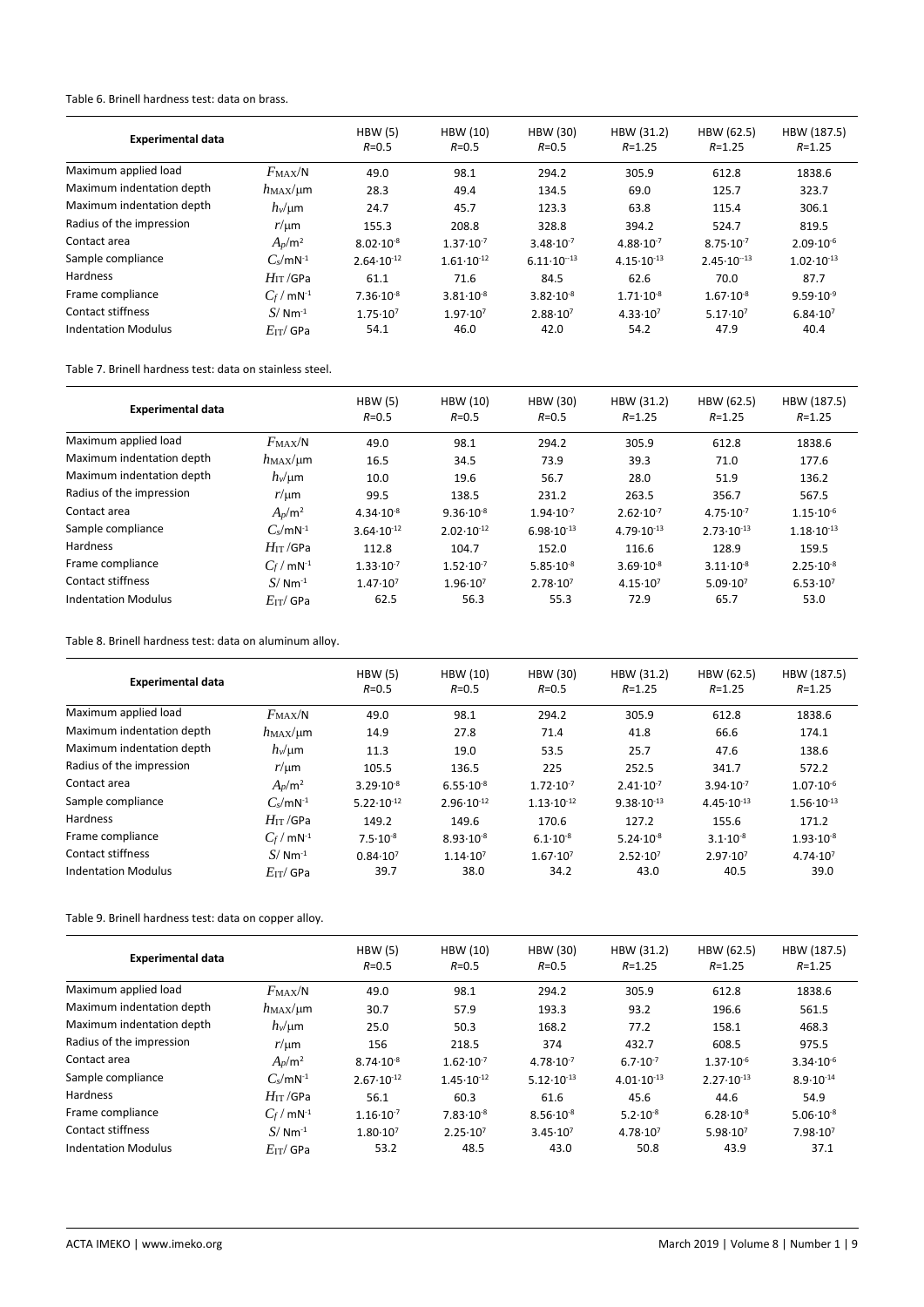Table 6. Brinell hardness test: data on brass.

| Experimental data | | HBW (5) $R$=0.5 | HBW (10) $R$=0.5 | HBW (30) $R$=0.5 | HBW (31.2) $R$=1.25 | HBW (62.5) $R$=1.25 | HBW (187.5) $R$=1.25 |
|---|---|---|---|---|---|---|---|
| Maximum applied load | $F_{MAX}$/N | 49.0 | 98.1 | 294.2 | 305.9 | 612.8 | 1838.6 |
| Maximum indentation depth | $h_{MAX}$/μm | 28.3 | 49.4 | 134.5 | 69.0 | 125.7 | 323.7 |
| Maximum indentation depth | $h_v$/μm | 24.7 | 45.7 | 123.3 | 63.8 | 115.4 | 306.1 |
| Radius of the impression | $r$/μm | 155.3 | 208.8 | 328.8 | 394.2 | 524.7 | 819.5 |
| Contact area | $A_p$/m² | $8.02\cdot10^{-8}$ | $1.37\cdot10^{-7}$ | $3.48\cdot10^{-7}$ | $4.88\cdot10^{-7}$ | $8.75\cdot10^{-7}$ | $2.09\cdot10^{-6}$ |
| Sample compliance | $C_s$/mN$^{-1}$ | $2.64\cdot10^{-12}$ | $1.61\cdot10^{-12}$ | $6.11\cdot10^{-13}$ | $4.15\cdot10^{-13}$ | $2.45\cdot10^{-13}$ | $1.02\cdot10^{-13}$ |
| Hardness | $H_{IT}$ /GPa | 61.1 | 71.6 | 84.5 | 62.6 | 70.0 | 87.7 |
| Frame compliance | $C_f$ / mN$^{-1}$ | $7.36\cdot10^{-8}$ | $3.81\cdot10^{-8}$ | $3.82\cdot10^{-8}$ | $1.71\cdot10^{-8}$ | $1.67\cdot10^{-8}$ | $9.59\cdot10^{-9}$ |
| Contact stiffness | $S$/ Nm$^{-1}$ | $1.75\cdot10^{7}$ | $1.97\cdot10^{7}$ | $2.88\cdot10^{7}$ | $4.33\cdot10^{7}$ | $5.17\cdot10^{7}$ | $6.84\cdot10^{7}$ |
| Indentation Modulus | $E_{IT}$/ GPa | 54.1 | 46.0 | 42.0 | 54.2 | 47.9 | 40.4 |

Table 7. Brinell hardness test: data on stainless steel.

| Experimental data | | HBW (5) $R$=0.5 | HBW (10) $R$=0.5 | HBW (30) $R$=0.5 | HBW (31.2) $R$=1.25 | HBW (62.5) $R$=1.25 | HBW (187.5) $R$=1.25 |
|---|---|---|---|---|---|---|---|
| Maximum applied load | $F_{MAX}$/N | 49.0 | 98.1 | 294.2 | 305.9 | 612.8 | 1838.6 |
| Maximum indentation depth | $h_{MAX}$/μm | 16.5 | 34.5 | 73.9 | 39.3 | 71.0 | 177.6 |
| Maximum indentation depth | $h_v$/μm | 10.0 | 19.6 | 56.7 | 28.0 | 51.9 | 136.2 |
| Radius of the impression | $r$/μm | 99.5 | 138.5 | 231.2 | 263.5 | 356.7 | 567.5 |
| Contact area | $A_p$/m² | $4.34\cdot10^{-8}$ | $9.36\cdot10^{-8}$ | $1.94\cdot10^{-7}$ | $2.62\cdot10^{-7}$ | $4.75\cdot10^{-7}$ | $1.15\cdot10^{-6}$ |
| Sample compliance | $C_s$/mN$^{-1}$ | $3.64\cdot10^{-12}$ | $2.02\cdot10^{-12}$ | $6.98\cdot10^{-13}$ | $4.79\cdot10^{-13}$ | $2.73\cdot10^{-13}$ | $1.18\cdot10^{-13}$ |
| Hardness | $H_{IT}$ /GPa | 112.8 | 104.7 | 152.0 | 116.6 | 128.9 | 159.5 |
| Frame compliance | $C_f$ / mN$^{-1}$ | $1.33\cdot10^{-7}$ | $1.52\cdot10^{-7}$ | $5.85\cdot10^{-8}$ | $3.69\cdot10^{-8}$ | $3.11\cdot10^{-8}$ | $2.25\cdot10^{-8}$ |
| Contact stiffness | $S$/ Nm$^{-1}$ | $1.47\cdot10^{7}$ | $1.96\cdot10^{7}$ | $2.78\cdot10^{7}$ | $4.15\cdot10^{7}$ | $5.09\cdot10^{7}$ | $6.53\cdot10^{7}$ |
| Indentation Modulus | $E_{IT}$/ GPa | 62.5 | 56.3 | 55.3 | 72.9 | 65.7 | 53.0 |

Table 8. Brinell hardness test: data on aluminum alloy.

| Experimental data | | HBW (5) $R$=0.5 | HBW (10) $R$=0.5 | HBW (30) $R$=0.5 | HBW (31.2) $R$=1.25 | HBW (62.5) $R$=1.25 | HBW (187.5) $R$=1.25 |
|---|---|---|---|---|---|---|---|
| Maximum applied load | $F_{MAX}$/N | 49.0 | 98.1 | 294.2 | 305.9 | 612.8 | 1838.6 |
| Maximum indentation depth | $h_{MAX}$/μm | 14.9 | 27.8 | 71.4 | 41.8 | 66.6 | 174.1 |
| Maximum indentation depth | $h_v$/μm | 11.3 | 19.0 | 53.5 | 25.7 | 47.6 | 138.6 |
| Radius of the impression | $r$/μm | 105.5 | 136.5 | 225 | 252.5 | 341.7 | 572.2 |
| Contact area | $A_p$/m² | $3.29\cdot10^{-8}$ | $6.55\cdot10^{-8}$ | $1.72\cdot10^{-7}$ | $2.41\cdot10^{-7}$ | $3.94\cdot10^{-7}$ | $1.07\cdot10^{-6}$ |
| Sample compliance | $C_s$/mN$^{-1}$ | $5.22\cdot10^{-12}$ | $2.96\cdot10^{-12}$ | $1.13\cdot10^{-12}$ | $9.38\cdot10^{-13}$ | $4.45\cdot10^{-13}$ | $1.56\cdot10^{-13}$ |
| Hardness | $H_{IT}$ /GPa | 149.2 | 149.6 | 170.6 | 127.2 | 155.6 | 171.2 |
| Frame compliance | $C_f$ / mN$^{-1}$ | $7.5\cdot10^{-8}$ | $8.93\cdot10^{-8}$ | $6.1\cdot10^{-8}$ | $5.24\cdot10^{-8}$ | $3.1\cdot10^{-8}$ | $1.93\cdot10^{-8}$ |
| Contact stiffness | $S$/ Nm$^{-1}$ | $0.84\cdot10^{7}$ | $1.14\cdot10^{7}$ | $1.67\cdot10^{7}$ | $2.52\cdot10^{7}$ | $2.97\cdot10^{7}$ | $4.74\cdot10^{7}$ |
| Indentation Modulus | $E_{IT}$/ GPa | 39.7 | 38.0 | 34.2 | 43.0 | 40.5 | 39.0 |

Table 9. Brinell hardness test: data on copper alloy.

| Experimental data | | HBW (5) $R$=0.5 | HBW (10) $R$=0.5 | HBW (30) $R$=0.5 | HBW (31.2) $R$=1.25 | HBW (62.5) $R$=1.25 | HBW (187.5) $R$=1.25 |
|---|---|---|---|---|---|---|---|
| Maximum applied load | $F_{MAX}$/N | 49.0 | 98.1 | 294.2 | 305.9 | 612.8 | 1838.6 |
| Maximum indentation depth | $h_{MAX}$/μm | 30.7 | 57.9 | 193.3 | 93.2 | 196.6 | 561.5 |
| Maximum indentation depth | $h_v$/μm | 25.0 | 50.3 | 168.2 | 77.2 | 158.1 | 468.3 |
| Radius of the impression | $r$/μm | 156 | 218.5 | 374 | 432.7 | 608.5 | 975.5 |
| Contact area | $A_p$/m² | $8.74\cdot10^{-8}$ | $1.62\cdot10^{-7}$ | $4.78\cdot10^{-7}$ | $6.7\cdot10^{-7}$ | $1.37\cdot10^{-6}$ | $3.34\cdot10^{-6}$ |
| Sample compliance | $C_s$/mN$^{-1}$ | $2.67\cdot10^{-12}$ | $1.45\cdot10^{-12}$ | $5.12\cdot10^{-13}$ | $4.01\cdot10^{-13}$ | $2.27\cdot10^{-13}$ | $8.9\cdot10^{-14}$ |
| Hardness | $H_{IT}$ /GPa | 56.1 | 60.3 | 61.6 | 45.6 | 44.6 | 54.9 |
| Frame compliance | $C_f$ / mN$^{-1}$ | $1.16\cdot10^{-7}$ | $7.83\cdot10^{-8}$ | $8.56\cdot10^{-8}$ | $5.2\cdot10^{-8}$ | $6.28\cdot10^{-8}$ | $5.06\cdot10^{-8}$ |
| Contact stiffness | $S$/ Nm$^{-1}$ | $1.80\cdot10^{7}$ | $2.25\cdot10^{7}$ | $3.45\cdot10^{7}$ | $4.78\cdot10^{7}$ | $5.98\cdot10^{7}$ | $7.98\cdot10^{7}$ |
| Indentation Modulus | $E_{IT}$/ GPa | 53.2 | 48.5 | 43.0 | 50.8 | 43.9 | 37.1 |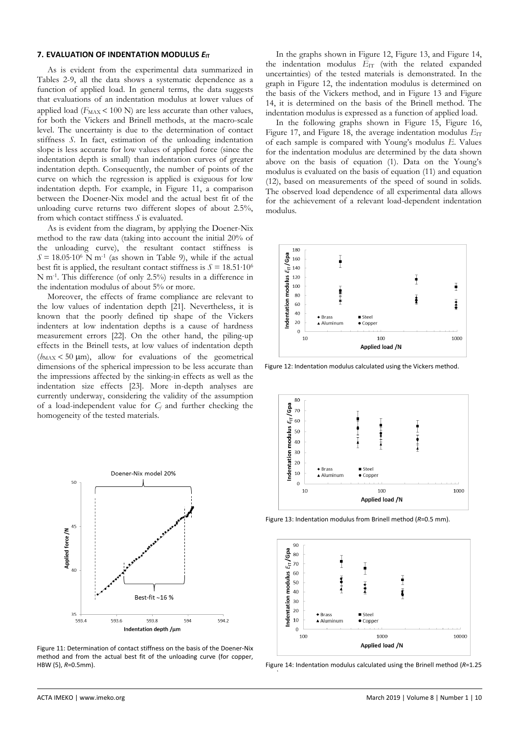## 7. EVALUATION OF INDENTATION MODULUS $E_{IT}$

As is evident from the experimental data summarized in Tables 2-9, all the data shows a systematic dependence as a function of applied load. In general terms, the data suggests that evaluations of an indentation modulus at lower values of applied load ($F_{MAX}$ < 100 N) are less accurate than other values, for both the Vickers and Brinell methods, at the macro-scale level. The uncertainty is due to the determination of contact stiffness $S$. In fact, estimation of the unloading indentation slope is less accurate for low values of applied force (since the indentation depth is small) than indentation curves of greater indentation depth. Consequently, the number of points of the curve on which the regression is applied is exiguous for low indentation depth. For example, in Figure 11, a comparison between the Doener-Nix model and the actual best fit of the unloading curve returns two different slopes of about 2.5%, from which contact stiffness $S$ is evaluated.

As is evident from the diagram, by applying the Doener-Nix method to the raw data (taking into account the initial 20% of the unloading curve), the resultant contact stiffness is $S = 18.05 \cdot 10^6$ N m$^{-1}$ (as shown in Table 9), while if the actual best fit is applied, the resultant contact stiffness is $S = 18.51 \cdot 10^6$ N m$^{-1}$. This difference (of only 2.5%) results in a difference in the indentation modulus of about 5% or more.

Moreover, the effects of frame compliance are relevant to the low values of indentation depth [21]. Nevertheless, it is known that the poorly defined tip shape of the Vickers indenters at low indentation depths is a cause of hardness measurement errors [22]. On the other hand, the piling-up effects in the Brinell tests, at low values of indentation depth ($h_{MAX}$ < 50 μm), allow for evaluations of the geometrical dimensions of the spherical impression to be less accurate than the impressions affected by the sinking-in effects as well as the indentation size effects [23]. More in-depth analyses are currently underway, considering the validity of the assumption of a load-independent value for $C_f$ and further checking the homogeneity of the tested materials.

Figure 11: Determination of contact stiffness on the basis of the Doener-Nix method and from the actual best fit of the unloading curve (for copper, HBW (5), *R*=0.5mm).

In the graphs shown in Figure 12, Figure 13, and Figure 14, the indentation modulus $E_{IT}$ (with the related expanded uncertainties) of the tested materials is demonstrated. In the graph in Figure 12, the indentation modulus is determined on the basis of the Vickers method, and in Figure 13 and Figure 14, it is determined on the basis of the Brinell method. The indentation modulus is expressed as a function of applied load.

In the following graphs shown in Figure 15, Figure 16, Figure 17, and Figure 18, the average indentation modulus $E_{IT}$ of each sample is compared with Young's modulus $E$. Values for the indentation modulus are determined by the data shown above on the basis of equation (1). Data on the Young's modulus is evaluated on the basis of equation (11) and equation (12), based on measurements of the speed of sound in solids. The observed load dependence of all experimental data allows for the achievement of a relevant load-dependent indentation modulus.

Figure 12: Indentation modulus calculated using the Vickers method.

Figure 13: Indentation modulus from Brinell method (*R*=0.5 mm).

Figure 14: Indentation modulus calculated using the Brinell method (*R*=1.25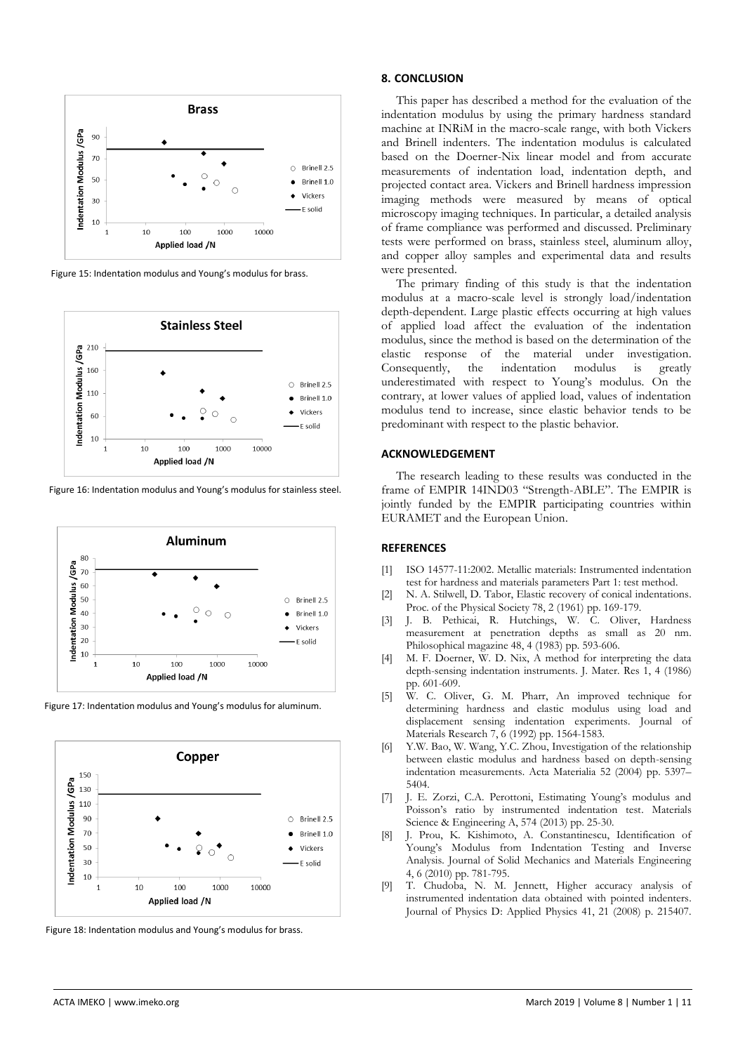Figure 15: Indentation modulus and Young's modulus for brass.

Figure 16: Indentation modulus and Young's modulus for stainless steel.

Figure 17: Indentation modulus and Young's modulus for aluminum.

Figure 18: Indentation modulus and Young's modulus for brass.

## 8. CONCLUSION

This paper has described a method for the evaluation of the indentation modulus by using the primary hardness standard machine at INRiM in the macro-scale range, with both Vickers and Brinell indenters. The indentation modulus is calculated based on the Doerner-Nix linear model and from accurate measurements of indentation load, indentation depth, and projected contact area. Vickers and Brinell hardness impression imaging methods were measured by means of optical microscopy imaging techniques. In particular, a detailed analysis of frame compliance was performed and discussed. Preliminary tests were performed on brass, stainless steel, aluminum alloy, and copper alloy samples and experimental data and results were presented.

The primary finding of this study is that the indentation modulus at a macro-scale level is strongly load/indentation depth-dependent. Large plastic effects occurring at high values of applied load affect the evaluation of the indentation modulus, since the method is based on the determination of the elastic response of the material under investigation. Consequently, the indentation modulus is greatly underestimated with respect to Young's modulus. On the contrary, at lower values of applied load, values of indentation modulus tend to increase, since elastic behavior tends to be predominant with respect to the plastic behavior.

## ACKNOWLEDGEMENT

The research leading to these results was conducted in the frame of EMPIR 14IND03 "Strength-ABLE". The EMPIR is jointly funded by the EMPIR participating countries within EURAMET and the European Union.

## REFERENCES

[1] ISO 14577-11:2002. Metallic materials: Instrumented indentation test for hardness and materials parameters Part 1: test method.

[2] N. A. Stilwell, D. Tabor, Elastic recovery of conical indentations. Proc. of the Physical Society 78, 2 (1961) pp. 169-179.

[3] J. B. Pethicai, R. Hutchings, W. C. Oliver, Hardness measurement at penetration depths as small as 20 nm. Philosophical magazine 48, 4 (1983) pp. 593-606.

[4] M. F. Doerner, W. D. Nix, A method for interpreting the data depth-sensing indentation instruments. J. Mater. Res 1, 4 (1986) pp. 601-609.

[5] W. C. Oliver, G. M. Pharr, An improved technique for determining hardness and elastic modulus using load and displacement sensing indentation experiments. Journal of Materials Research 7, 6 (1992) pp. 1564-1583.

[6] Y.W. Bao, W. Wang, Y.C. Zhou, Investigation of the relationship between elastic modulus and hardness based on depth-sensing indentation measurements. Acta Materialia 52 (2004) pp. 5397–5404.

[7] J. E. Zorzi, C.A. Perottoni, Estimating Young's modulus and Poisson's ratio by instrumented indentation test. Materials Science & Engineering A, 574 (2013) pp. 25-30.

[8] J. Prou, K. Kishimoto, A. Constantinescu, Identification of Young's Modulus from Indentation Testing and Inverse Analysis. Journal of Solid Mechanics and Materials Engineering 4, 6 (2010) pp. 781-795.

[9] T. Chudoba, N. M. Jennett, Higher accuracy analysis of instrumented indentation data obtained with pointed indenters. Journal of Physics D: Applied Physics 41, 21 (2008) p. 215407.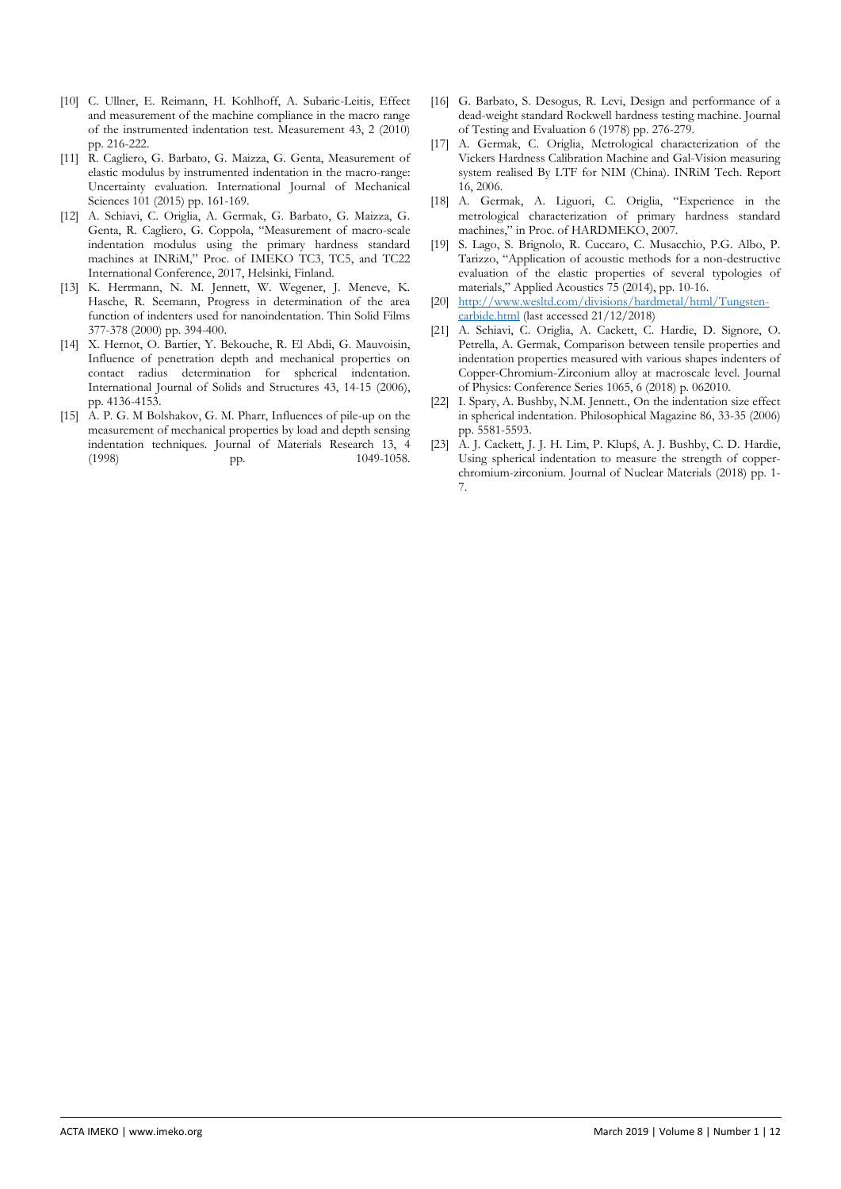[10] C. Ullner, E. Reimann, H. Kohlhoff, A. Subaric-Leitis, Effect and measurement of the machine compliance in the macro range of the instrumented indentation test. Measurement 43, 2 (2010) pp. 216-222.

[11] R. Cagliero, G. Barbato, G. Maizza, G. Genta, Measurement of elastic modulus by instrumented indentation in the macro-range: Uncertainty evaluation. International Journal of Mechanical Sciences 101 (2015) pp. 161-169.

[12] A. Schiavi, C. Origlia, A. Germak, G. Barbato, G. Maizza, G. Genta, R. Cagliero, G. Coppola, "Measurement of macro-scale indentation modulus using the primary hardness standard machines at INRiM," Proc. of IMEKO TC3, TC5, and TC22 International Conference, 2017, Helsinki, Finland.

[13] K. Herrmann, N. M. Jennett, W. Wegener, J. Meneve, K. Hasche, R. Seemann, Progress in determination of the area function of indenters used for nanoindentation. Thin Solid Films 377-378 (2000) pp. 394-400.

[14] X. Hernot, O. Bartier, Y. Bekouche, R. El Abdi, G. Mauvoisin, Influence of penetration depth and mechanical properties on contact radius determination for spherical indentation. International Journal of Solids and Structures 43, 14-15 (2006), pp. 4136-4153.

[15] A. P. G. M Bolshakov, G. M. Pharr, Influences of pile-up on the measurement of mechanical properties by load and depth sensing indentation techniques. Journal of Materials Research 13, 4 (1998) pp. 1049-1058.

[16] G. Barbato, S. Desogus, R. Levi, Design and performance of a dead-weight standard Rockwell hardness testing machine. Journal of Testing and Evaluation 6 (1978) pp. 276-279.

[17] A. Germak, C. Origlia, Metrological characterization of the Vickers Hardness Calibration Machine and Gal-Vision measuring system realised By LTF for NIM (China). INRiM Tech. Report 16, 2006.

[18] A. Germak, A. Liguori, C. Origlia, "Experience in the metrological characterization of primary hardness standard machines," in Proc. of HARDMEKO, 2007.

[19] S. Lago, S. Brignolo, R. Cuccaro, C. Musacchio, P.G. Albo, P. Tarizzo, "Application of acoustic methods for a non-destructive evaluation of the elastic properties of several typologies of materials," Applied Acoustics 75 (2014), pp. 10-16.

[20] http://www.wesltd.com/divisions/hardmetal/html/Tungsten-carbide.html (last accessed 21/12/2018)

[21] A. Schiavi, C. Origlia, A. Cackett, C. Hardie, D. Signore, O. Petrella, A. Germak, Comparison between tensile properties and indentation properties measured with various shapes indenters of Copper-Chromium-Zirconium alloy at macroscale level. Journal of Physics: Conference Series 1065, 6 (2018) p. 062010.

[22] I. Spary, A. Bushby, N.M. Jennett., On the indentation size effect in spherical indentation. Philosophical Magazine 86, 33-35 (2006) pp. 5581-5593.

[23] A. J. Cackett, J. J. H. Lim, P. Klupś, A. J. Bushby, C. D. Hardie, Using spherical indentation to measure the strength of copper-chromium-zirconium. Journal of Nuclear Materials (2018) pp. 1-7.